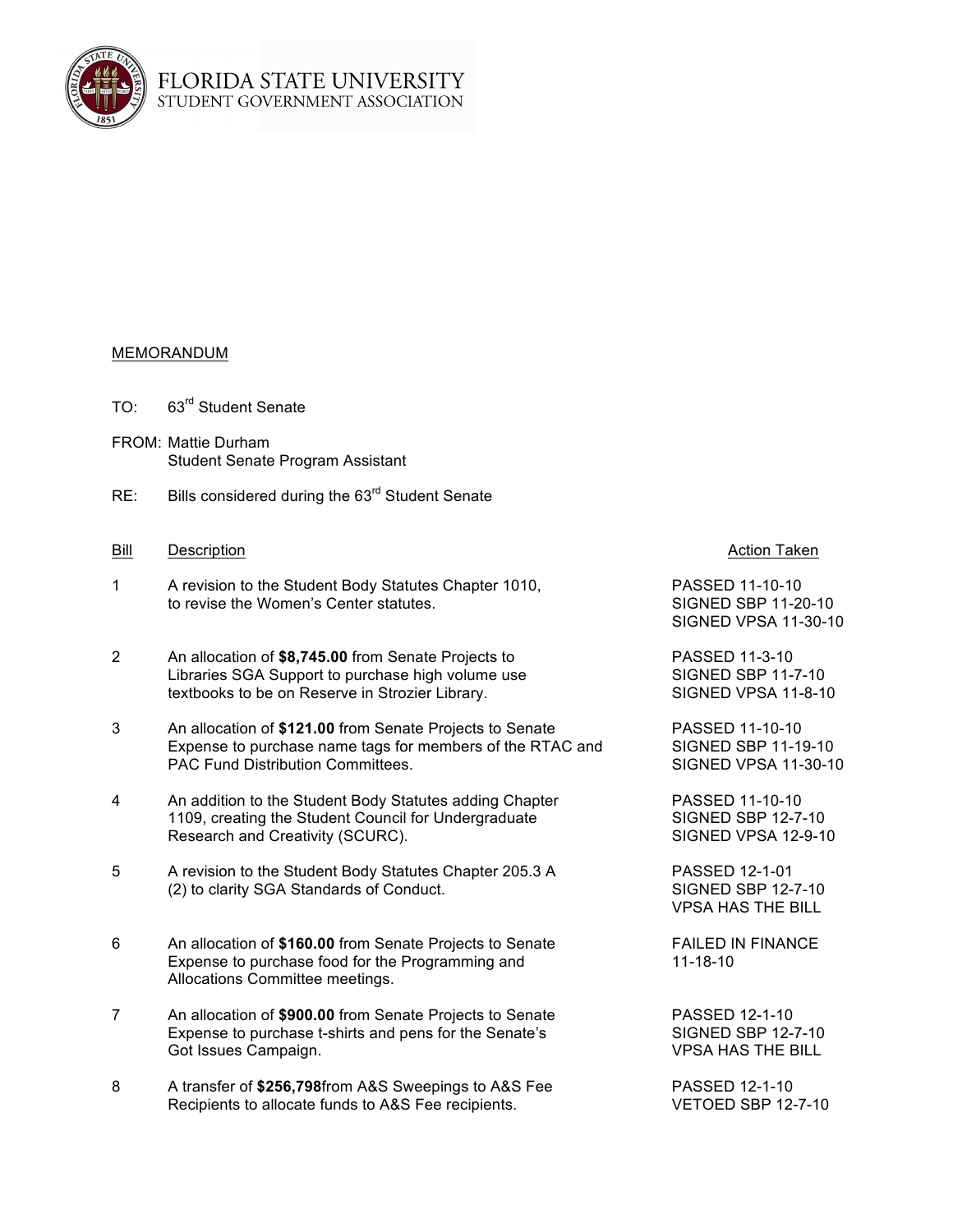FLORIDA STATE UNIVERSITY
STUDENT GOVERNMENT ASSOCIATION

MEMORANDUM

TO: 63rd Student Senate

FROM: Mattie Durham
Student Senate Program Assistant

RE: Bills considered during the 63rd Student Senate

| Bill | Description | Action Taken |
|---|---|---|
| 1 | A revision to the Student Body Statutes Chapter 1010, to revise the Women's Center statutes. | PASSED 11-10-10<br>SIGNED SBP 11-20-10<br>SIGNED VPSA 11-30-10 |
| 2 | An allocation of **$8,745.00** from Senate Projects to Libraries SGA Support to purchase high volume use textbooks to be on Reserve in Strozier Library. | PASSED 11-3-10<br>SIGNED SBP 11-7-10<br>SIGNED VPSA 11-8-10 |
| 3 | An allocation of **$121.00** from Senate Projects to Senate Expense to purchase name tags for members of the RTAC and PAC Fund Distribution Committees. | PASSED 11-10-10<br>SIGNED SBP 11-19-10<br>SIGNED VPSA 11-30-10 |
| 4 | An addition to the Student Body Statutes adding Chapter 1109, creating the Student Council for Undergraduate Research and Creativity (SCURC). | PASSED 11-10-10<br>SIGNED SBP 12-7-10<br>SIGNED VPSA 12-9-10 |
| 5 | A revision to the Student Body Statutes Chapter 205.3 A (2) to clarity SGA Standards of Conduct. | PASSED 12-1-01<br>SIGNED SBP 12-7-10<br>VPSA HAS THE BILL |
| 6 | An allocation of **$160.00** from Senate Projects to Senate Expense to purchase food for the Programming and Allocations Committee meetings. | FAILED IN FINANCE 11-18-10 |
| 7 | An allocation of **$900.00** from Senate Projects to Senate Expense to purchase t-shirts and pens for the Senate's Got Issues Campaign. | PASSED 12-1-10<br>SIGNED SBP 12-7-10<br>VPSA HAS THE BILL |
| 8 | A transfer of **$256,798**from A&S Sweepings to A&S Fee Recipients to allocate funds to A&S Fee recipients. | PASSED 12-1-10<br>VETOED SBP 12-7-10 |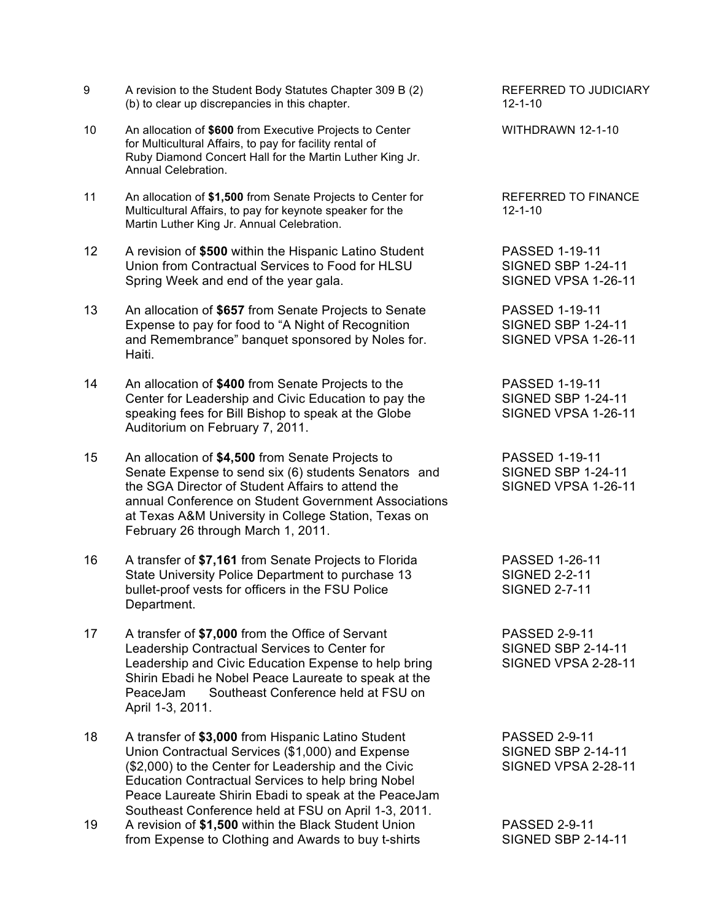| | | |
|---|---|---|
| 9 | A revision to the Student Body Statutes Chapter 309 B (2) (b) to clear up discrepancies in this chapter. | REFERRED TO JUDICIARY 12-1-10 |
| 10 | An allocation of **$600** from Executive Projects to Center for Multicultural Affairs, to pay for facility rental of Ruby Diamond Concert Hall for the Martin Luther King Jr. Annual Celebration. | WITHDRAWN 12-1-10 |
| 11 | An allocation of **$1,500** from Senate Projects to Center for Multicultural Affairs, to pay for keynote speaker for the Martin Luther King Jr. Annual Celebration. | REFERRED TO FINANCE 12-1-10 |
| 12 | A revision of **$500** within the Hispanic Latino Student Union from Contractual Services to Food for HLSU Spring Week and end of the year gala. | PASSED 1-19-11<br>SIGNED SBP 1-24-11<br>SIGNED VPSA 1-26-11 |
| 13 | An allocation of **$657** from Senate Projects to Senate Expense to pay for food to "A Night of Recognition and Remembrance" banquet sponsored by Noles for. Haiti. | PASSED 1-19-11<br>SIGNED SBP 1-24-11<br>SIGNED VPSA 1-26-11 |
| 14 | An allocation of **$400** from Senate Projects to the Center for Leadership and Civic Education to pay the speaking fees for Bill Bishop to speak at the Globe Auditorium on February 7, 2011. | PASSED 1-19-11<br>SIGNED SBP 1-24-11<br>SIGNED VPSA 1-26-11 |
| 15 | An allocation of **$4,500** from Senate Projects to Senate Expense to send six (6) students Senators and the SGA Director of Student Affairs to attend the annual Conference on Student Government Associations at Texas A&M University in College Station, Texas on February 26 through March 1, 2011. | PASSED 1-19-11<br>SIGNED SBP 1-24-11<br>SIGNED VPSA 1-26-11 |
| 16 | A transfer of **$7,161** from Senate Projects to Florida State University Police Department to purchase 13 bullet-proof vests for officers in the FSU Police Department. | PASSED 1-26-11<br>SIGNED 2-2-11<br>SIGNED 2-7-11 |
| 17 | A transfer of **$7,000** from the Office of Servant Leadership Contractual Services to Center for Leadership and Civic Education Expense to help bring Shirin Ebadi he Nobel Peace Laureate to speak at the PeaceJam Southeast Conference held at FSU on April 1-3, 2011. | PASSED 2-9-11<br>SIGNED SBP 2-14-11<br>SIGNED VPSA 2-28-11 |
| 18 | A transfer of **$3,000** from Hispanic Latino Student Union Contractual Services ($1,000) and Expense ($2,000) to the Center for Leadership and the Civic Education Contractual Services to help bring Nobel Peace Laureate Shirin Ebadi to speak at the PeaceJam Southeast Conference held at FSU on April 1-3, 2011. | PASSED 2-9-11<br>SIGNED SBP 2-14-11<br>SIGNED VPSA 2-28-11 |
| 19 | A revision of **$1,500** within the Black Student Union from Expense to Clothing and Awards to buy t-shirts | PASSED 2-9-11<br>SIGNED SBP 2-14-11 |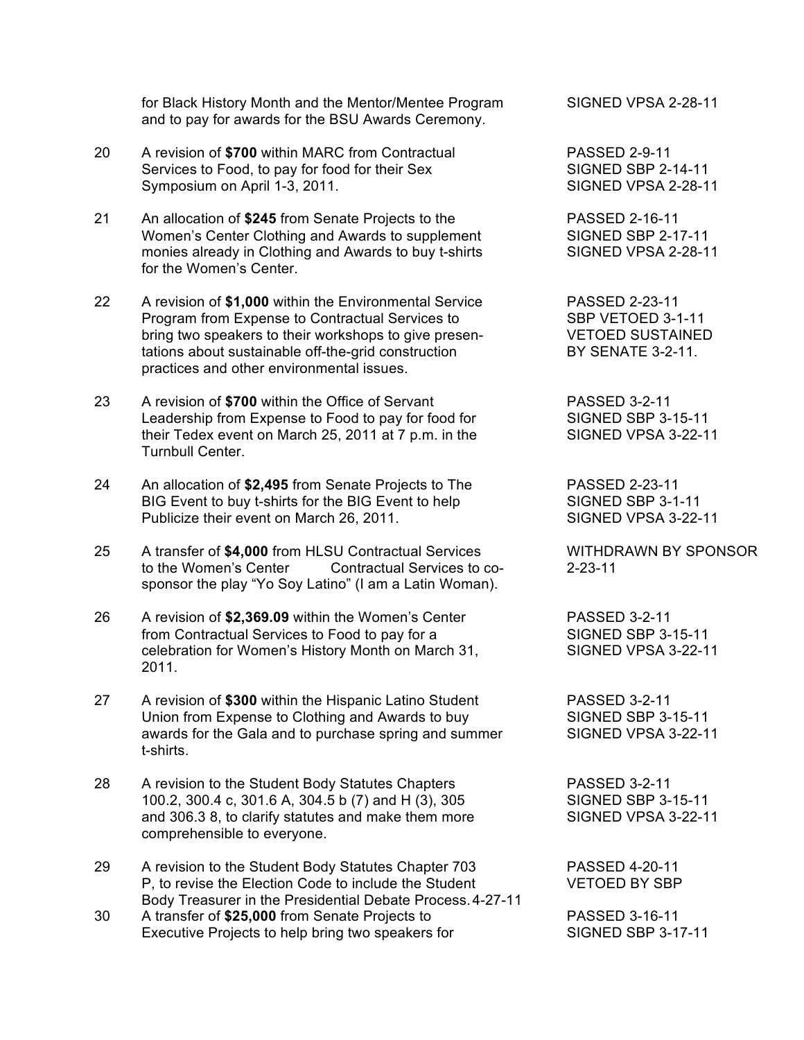| | | |
|---|---|---|
| | for Black History Month and the Mentor/Mentee Program and to pay for awards for the BSU Awards Ceremony. | SIGNED VPSA 2-28-11 |
| 20 | A revision of **$700** within MARC from Contractual Services to Food, to pay for food for their Sex Symposium on April 1-3, 2011. | PASSED 2-9-11<br>SIGNED SBP 2-14-11<br>SIGNED VPSA 2-28-11 |
| 21 | An allocation of **$245** from Senate Projects to the Women's Center Clothing and Awards to supplement monies already in Clothing and Awards to buy t-shirts for the Women's Center. | PASSED 2-16-11<br>SIGNED SBP 2-17-11<br>SIGNED VPSA 2-28-11 |
| 22 | A revision of **$1,000** within the Environmental Service Program from Expense to Contractual Services to bring two speakers to their workshops to give presen-tations about sustainable off-the-grid construction practices and other environmental issues. | PASSED 2-23-11<br>SBP VETOED 3-1-11<br>VETOED SUSTAINED BY SENATE 3-2-11. |
| 23 | A revision of **$700** within the Office of Servant Leadership from Expense to Food to pay for food for their Tedex event on March 25, 2011 at 7 p.m. in the Turnbull Center. | PASSED 3-2-11<br>SIGNED SBP 3-15-11<br>SIGNED VPSA 3-22-11 |
| 24 | An allocation of **$2,495** from Senate Projects to The BIG Event to buy t-shirts for the BIG Event to help Publicize their event on March 26, 2011. | PASSED 2-23-11<br>SIGNED SBP 3-1-11<br>SIGNED VPSA 3-22-11 |
| 25 | A transfer of **$4,000** from HLSU Contractual Services to the Women's Center Contractual Services to co-sponsor the play "Yo Soy Latino" (I am a Latin Woman). | WITHDRAWN BY SPONSOR 2-23-11 |
| 26 | A revision of **$2,369.09** within the Women's Center from Contractual Services to Food to pay for a celebration for Women's History Month on March 31, 2011. | PASSED 3-2-11<br>SIGNED SBP 3-15-11<br>SIGNED VPSA 3-22-11 |
| 27 | A revision of **$300** within the Hispanic Latino Student Union from Expense to Clothing and Awards to buy awards for the Gala and to purchase spring and summer t-shirts. | PASSED 3-2-11<br>SIGNED SBP 3-15-11<br>SIGNED VPSA 3-22-11 |
| 28 | A revision to the Student Body Statutes Chapters 100.2, 300.4 c, 301.6 A, 304.5 b (7) and H (3), 305 and 306.3 8, to clarify statutes and make them more comprehensible to everyone. | PASSED 3-2-11<br>SIGNED SBP 3-15-11<br>SIGNED VPSA 3-22-11 |
| 29 | A revision to the Student Body Statutes Chapter 703 P, to revise the Election Code to include the Student Body Treasurer in the Presidential Debate Process. | PASSED 4-20-11<br>VETOED BY SBP 4-27-11 |
| 30 | A transfer of **$25,000** from Senate Projects to Executive Projects to help bring two speakers for | PASSED 3-16-11<br>SIGNED SBP 3-17-11 |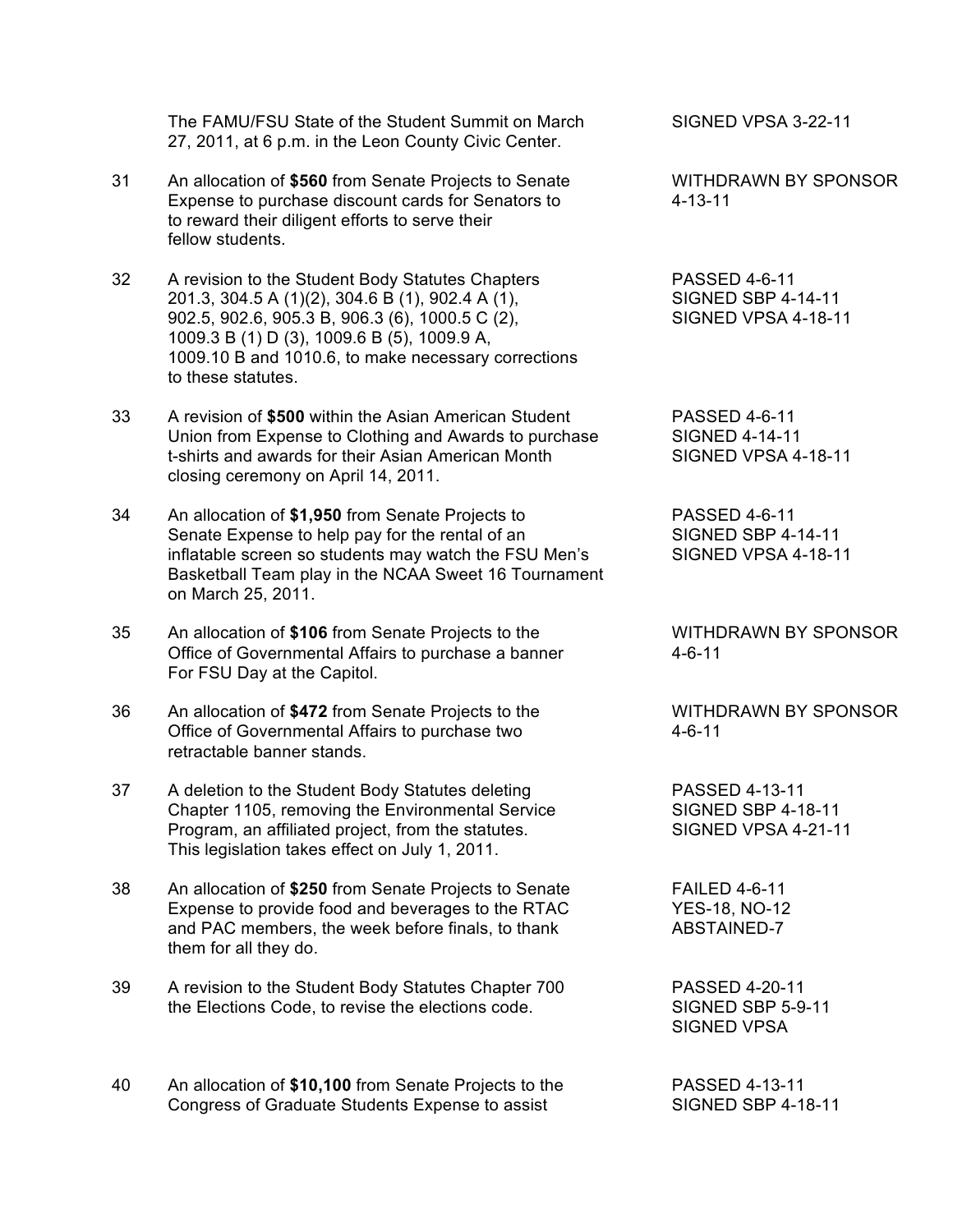| | | |
|---|---|---|
| | The FAMU/FSU State of the Student Summit on March 27, 2011, at 6 p.m. in the Leon County Civic Center. | SIGNED VPSA 3-22-11 |
| 31 | An allocation of **$560** from Senate Projects to Senate Expense to purchase discount cards for Senators to to reward their diligent efforts to serve their fellow students. | WITHDRAWN BY SPONSOR 4-13-11 |
| 32 | A revision to the Student Body Statutes Chapters 201.3, 304.5 A (1)(2), 304.6 B (1), 902.4 A (1), 902.5, 902.6, 905.3 B, 906.3 (6), 1000.5 C (2), 1009.3 B (1) D (3), 1009.6 B (5), 1009.9 A, 1009.10 B and 1010.6, to make necessary corrections to these statutes. | PASSED 4-6-11<br>SIGNED SBP 4-14-11<br>SIGNED VPSA 4-18-11 |
| 33 | A revision of **$500** within the Asian American Student Union from Expense to Clothing and Awards to purchase t-shirts and awards for their Asian American Month closing ceremony on April 14, 2011. | PASSED 4-6-11<br>SIGNED 4-14-11<br>SIGNED VPSA 4-18-11 |
| 34 | An allocation of **$1,950** from Senate Projects to Senate Expense to help pay for the rental of an inflatable screen so students may watch the FSU Men's Basketball Team play in the NCAA Sweet 16 Tournament on March 25, 2011. | PASSED 4-6-11<br>SIGNED SBP 4-14-11<br>SIGNED VPSA 4-18-11 |
| 35 | An allocation of **$106** from Senate Projects to the Office of Governmental Affairs to purchase a banner For FSU Day at the Capitol. | WITHDRAWN BY SPONSOR 4-6-11 |
| 36 | An allocation of **$472** from Senate Projects to the Office of Governmental Affairs to purchase two retractable banner stands. | WITHDRAWN BY SPONSOR 4-6-11 |
| 37 | A deletion to the Student Body Statutes deleting Chapter 1105, removing the Environmental Service Program, an affiliated project, from the statutes. This legislation takes effect on July 1, 2011. | PASSED 4-13-11<br>SIGNED SBP 4-18-11<br>SIGNED VPSA 4-21-11 |
| 38 | An allocation of **$250** from Senate Projects to Senate Expense to provide food and beverages to the RTAC and PAC members, the week before finals, to thank them for all they do. | FAILED 4-6-11<br>YES-18, NO-12<br>ABSTAINED-7 |
| 39 | A revision to the Student Body Statutes Chapter 700 the Elections Code, to revise the elections code. | PASSED 4-20-11<br>SIGNED SBP 5-9-11<br>SIGNED VPSA |
| 40 | An allocation of **$10,100** from Senate Projects to the Congress of Graduate Students Expense to assist | PASSED 4-13-11<br>SIGNED SBP 4-18-11 |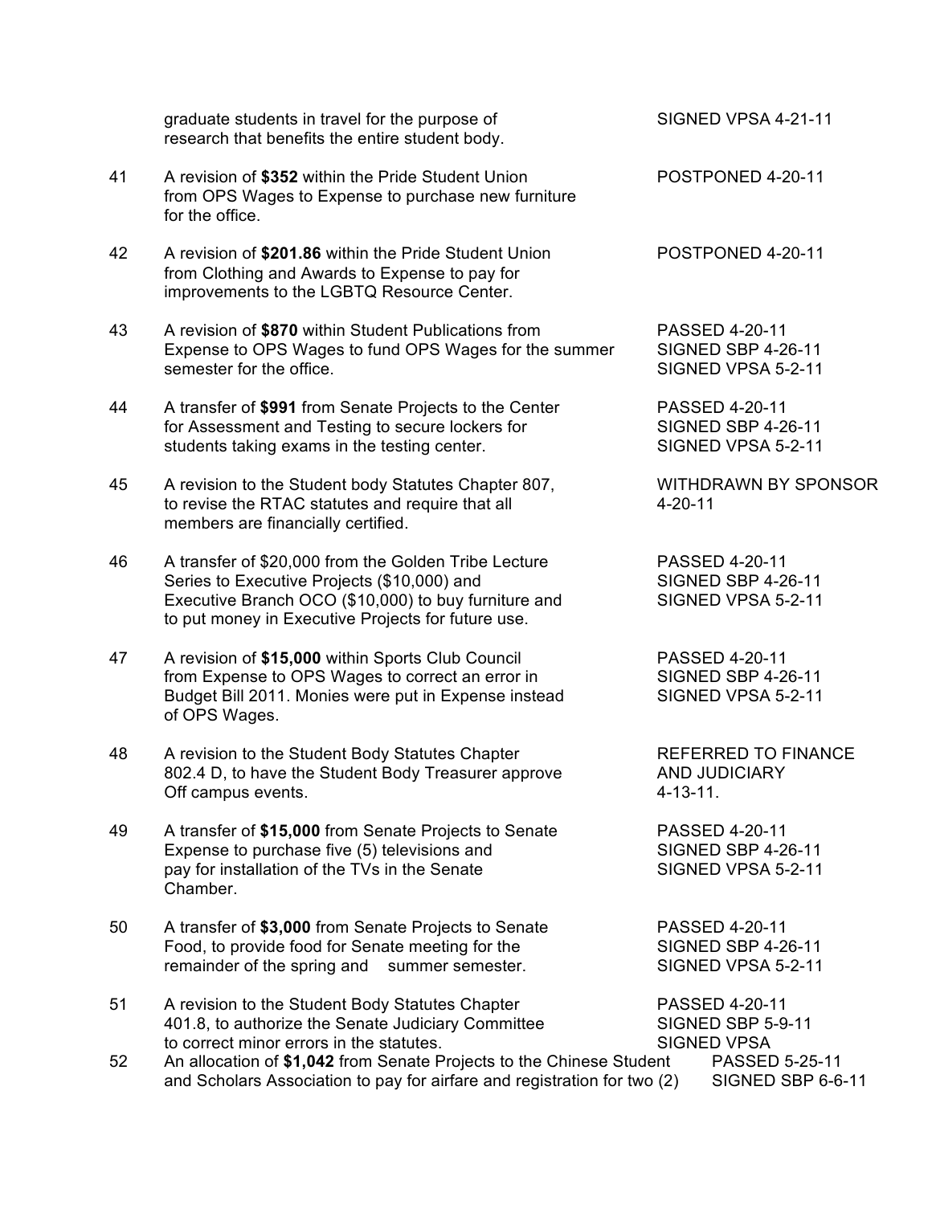| | | |
|---|---|---|
| | graduate students in travel for the purpose of research that benefits the entire student body. | SIGNED VPSA 4-21-11 |
| 41 | A revision of **$352** within the Pride Student Union from OPS Wages to Expense to purchase new furniture for the office. | POSTPONED 4-20-11 |
| 42 | A revision of **$201.86** within the Pride Student Union from Clothing and Awards to Expense to pay for improvements to the LGBTQ Resource Center. | POSTPONED 4-20-11 |
| 43 | A revision of **$870** within Student Publications from Expense to OPS Wages to fund OPS Wages for the summer semester for the office. | PASSED 4-20-11<br>SIGNED SBP 4-26-11<br>SIGNED VPSA 5-2-11 |
| 44 | A transfer of **$991** from Senate Projects to the Center for Assessment and Testing to secure lockers for students taking exams in the testing center. | PASSED 4-20-11<br>SIGNED SBP 4-26-11<br>SIGNED VPSA 5-2-11 |
| 45 | A revision to the Student body Statutes Chapter 807, to revise the RTAC statutes and require that all members are financially certified. | WITHDRAWN BY SPONSOR 4-20-11 |
| 46 | A transfer of $20,000 from the Golden Tribe Lecture Series to Executive Projects ($10,000) and Executive Branch OCO ($10,000) to buy furniture and to put money in Executive Projects for future use. | PASSED 4-20-11<br>SIGNED SBP 4-26-11<br>SIGNED VPSA 5-2-11 |
| 47 | A revision of **$15,000** within Sports Club Council from Expense to OPS Wages to correct an error in Budget Bill 2011. Monies were put in Expense instead of OPS Wages. | PASSED 4-20-11<br>SIGNED SBP 4-26-11<br>SIGNED VPSA 5-2-11 |
| 48 | A revision to the Student Body Statutes Chapter 802.4 D, to have the Student Body Treasurer approve Off campus events. | REFERRED TO FINANCE AND JUDICIARY 4-13-11. |
| 49 | A transfer of **$15,000** from Senate Projects to Senate Expense to purchase five (5) televisions and pay for installation of the TVs in the Senate Chamber. | PASSED 4-20-11<br>SIGNED SBP 4-26-11<br>SIGNED VPSA 5-2-11 |
| 50 | A transfer of **$3,000** from Senate Projects to Senate Food, to provide food for Senate meeting for the remainder of the spring and summer semester. | PASSED 4-20-11<br>SIGNED SBP 4-26-11<br>SIGNED VPSA 5-2-11 |
| 51 | A revision to the Student Body Statutes Chapter 401.8, to authorize the Senate Judiciary Committee to correct minor errors in the statutes. | PASSED 4-20-11<br>SIGNED SBP 5-9-11<br>SIGNED VPSA |
| 52 | An allocation of **$1,042** from Senate Projects to the Chinese Student and Scholars Association to pay for airfare and registration for two (2) | PASSED 5-25-11<br>SIGNED SBP 6-6-11 |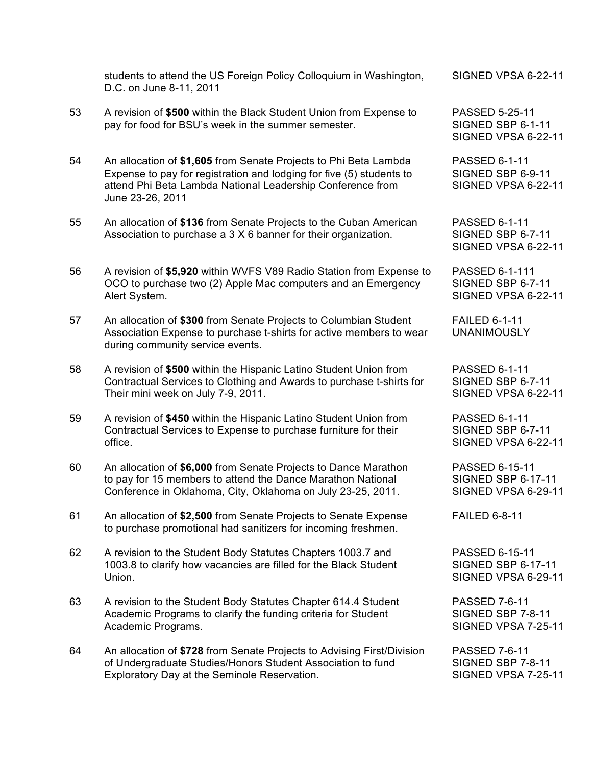| | | |
|---|---|---|
| | students to attend the US Foreign Policy Colloquium in Washington, D.C. on June 8-11, 2011 | SIGNED VPSA 6-22-11 |
| 53 | A revision of **$500** within the Black Student Union from Expense to pay for food for BSU's week in the summer semester. | PASSED 5-25-11<br>SIGNED SBP 6-1-11<br>SIGNED VPSA 6-22-11 |
| 54 | An allocation of **$1,605** from Senate Projects to Phi Beta Lambda Expense to pay for registration and lodging for five (5) students to attend Phi Beta Lambda National Leadership Conference from June 23-26, 2011 | PASSED 6-1-11<br>SIGNED SBP 6-9-11<br>SIGNED VPSA 6-22-11 |
| 55 | An allocation of **$136** from Senate Projects to the Cuban American Association to purchase a 3 X 6 banner for their organization. | PASSED 6-1-11<br>SIGNED SBP 6-7-11<br>SIGNED VPSA 6-22-11 |
| 56 | A revision of **$5,920** within WVFS V89 Radio Station from Expense to OCO to purchase two (2) Apple Mac computers and an Emergency Alert System. | PASSED 6-1-111<br>SIGNED SBP 6-7-11<br>SIGNED VPSA 6-22-11 |
| 57 | An allocation of **$300** from Senate Projects to Columbian Student Association Expense to purchase t-shirts for active members to wear during community service events. | FAILED 6-1-11<br>UNANIMOUSLY |
| 58 | A revision of **$500** within the Hispanic Latino Student Union from Contractual Services to Clothing and Awards to purchase t-shirts for Their mini week on July 7-9, 2011. | PASSED 6-1-11<br>SIGNED SBP 6-7-11<br>SIGNED VPSA 6-22-11 |
| 59 | A revision of **$450** within the Hispanic Latino Student Union from Contractual Services to Expense to purchase furniture for their office. | PASSED 6-1-11<br>SIGNED SBP 6-7-11<br>SIGNED VPSA 6-22-11 |
| 60 | An allocation of **$6,000** from Senate Projects to Dance Marathon to pay for 15 members to attend the Dance Marathon National Conference in Oklahoma, City, Oklahoma on July 23-25, 2011. | PASSED 6-15-11<br>SIGNED SBP 6-17-11<br>SIGNED VPSA 6-29-11 |
| 61 | An allocation of **$2,500** from Senate Projects to Senate Expense to purchase promotional had sanitizers for incoming freshmen. | FAILED 6-8-11 |
| 62 | A revision to the Student Body Statutes Chapters 1003.7 and 1003.8 to clarify how vacancies are filled for the Black Student Union. | PASSED 6-15-11<br>SIGNED SBP 6-17-11<br>SIGNED VPSA 6-29-11 |
| 63 | A revision to the Student Body Statutes Chapter 614.4 Student Academic Programs to clarify the funding criteria for Student Academic Programs. | PASSED 7-6-11<br>SIGNED SBP 7-8-11<br>SIGNED VPSA 7-25-11 |
| 64 | An allocation of **$728** from Senate Projects to Advising First/Division of Undergraduate Studies/Honors Student Association to fund Exploratory Day at the Seminole Reservation. | PASSED 7-6-11<br>SIGNED SBP 7-8-11<br>SIGNED VPSA 7-25-11 |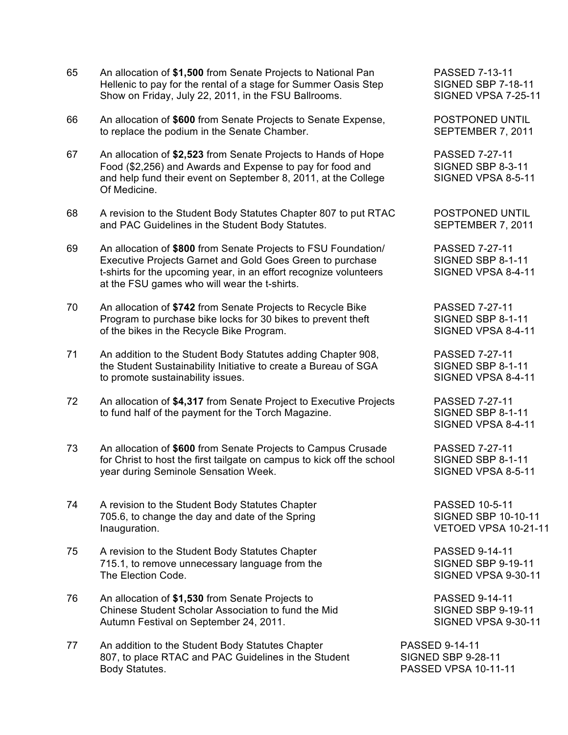| | | |
|---|---|---|
| 65 | An allocation of **$1,500** from Senate Projects to National Pan Hellenic to pay for the rental of a stage for Summer Oasis Step Show on Friday, July 22, 2011, in the FSU Ballrooms. | PASSED 7-13-11<br>SIGNED SBP 7-18-11<br>SIGNED VPSA 7-25-11 |
| 66 | An allocation of **$600** from Senate Projects to Senate Expense, to replace the podium in the Senate Chamber. | POSTPONED UNTIL SEPTEMBER 7, 2011 |
| 67 | An allocation of **$2,523** from Senate Projects to Hands of Hope Food ($2,256) and Awards and Expense to pay for food and and help fund their event on September 8, 2011, at the College Of Medicine. | PASSED 7-27-11<br>SIGNED SBP 8-3-11<br>SIGNED VPSA 8-5-11 |
| 68 | A revision to the Student Body Statutes Chapter 807 to put RTAC and PAC Guidelines in the Student Body Statutes. | POSTPONED UNTIL SEPTEMBER 7, 2011 |
| 69 | An allocation of **$800** from Senate Projects to FSU Foundation/ Executive Projects Garnet and Gold Goes Green to purchase t-shirts for the upcoming year, in an effort recognize volunteers at the FSU games who will wear the t-shirts. | PASSED 7-27-11<br>SIGNED SBP 8-1-11<br>SIGNED VPSA 8-4-11 |
| 70 | An allocation of **$742** from Senate Projects to Recycle Bike Program to purchase bike locks for 30 bikes to prevent theft of the bikes in the Recycle Bike Program. | PASSED 7-27-11<br>SIGNED SBP 8-1-11<br>SIGNED VPSA 8-4-11 |
| 71 | An addition to the Student Body Statutes adding Chapter 908, the Student Sustainability Initiative to create a Bureau of SGA to promote sustainability issues. | PASSED 7-27-11<br>SIGNED SBP 8-1-11<br>SIGNED VPSA 8-4-11 |
| 72 | An allocation of **$4,317** from Senate Project to Executive Projects to fund half of the payment for the Torch Magazine. | PASSED 7-27-11<br>SIGNED SBP 8-1-11<br>SIGNED VPSA 8-4-11 |
| 73 | An allocation of **$600** from Senate Projects to Campus Crusade for Christ to host the first tailgate on campus to kick off the school year during Seminole Sensation Week. | PASSED 7-27-11<br>SIGNED SBP 8-1-11<br>SIGNED VPSA 8-5-11 |
| 74 | A revision to the Student Body Statutes Chapter 705.6, to change the day and date of the Spring Inauguration. | PASSED 10-5-11<br>SIGNED SBP 10-10-11<br>VETOED VPSA 10-21-11 |
| 75 | A revision to the Student Body Statutes Chapter 715.1, to remove unnecessary language from the The Election Code. | PASSED 9-14-11<br>SIGNED SBP 9-19-11<br>SIGNED VPSA 9-30-11 |
| 76 | An allocation of **$1,530** from Senate Projects to Chinese Student Scholar Association to fund the Mid Autumn Festival on September 24, 2011. | PASSED 9-14-11<br>SIGNED SBP 9-19-11<br>SIGNED VPSA 9-30-11 |
| 77 | An addition to the Student Body Statutes Chapter 807, to place RTAC and PAC Guidelines in the Student Body Statutes. | PASSED 9-14-11<br>SIGNED SBP 9-28-11<br>PASSED VPSA 10-11-11 |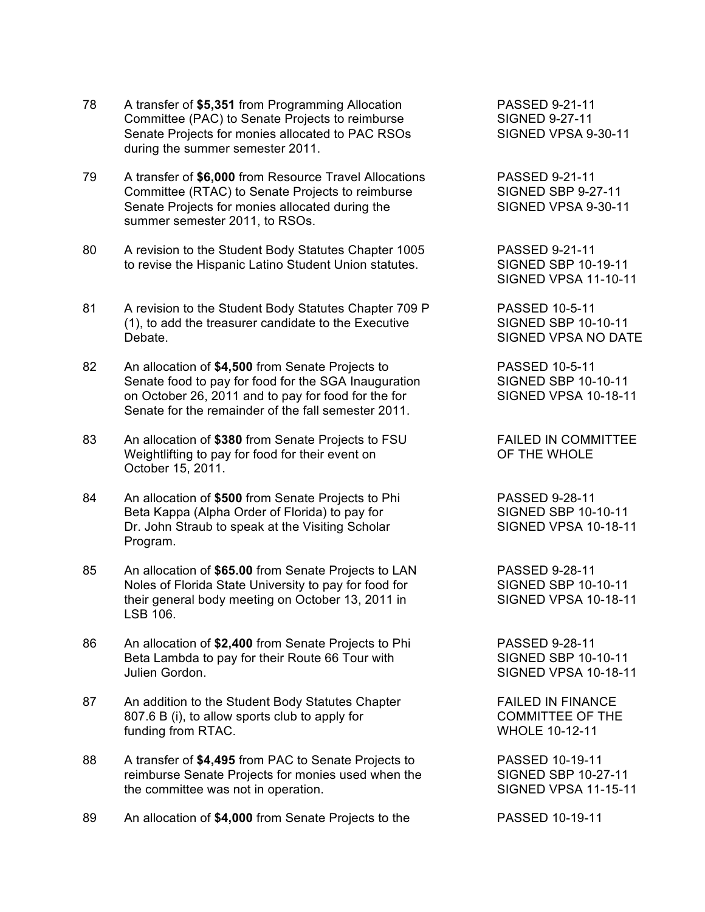| | | |
|---|---|---|
| 78 | A transfer of **$5,351** from Programming Allocation Committee (PAC) to Senate Projects to reimburse Senate Projects for monies allocated to PAC RSOs during the summer semester 2011. | PASSED 9-21-11<br>SIGNED 9-27-11<br>SIGNED VPSA 9-30-11 |
| 79 | A transfer of **$6,000** from Resource Travel Allocations Committee (RTAC) to Senate Projects to reimburse Senate Projects for monies allocated during the summer semester 2011, to RSOs. | PASSED 9-21-11<br>SIGNED SBP 9-27-11<br>SIGNED VPSA 9-30-11 |
| 80 | A revision to the Student Body Statutes Chapter 1005 to revise the Hispanic Latino Student Union statutes. | PASSED 9-21-11<br>SIGNED SBP 10-19-11<br>SIGNED VPSA 11-10-11 |
| 81 | A revision to the Student Body Statutes Chapter 709 P (1), to add the treasurer candidate to the Executive Debate. | PASSED 10-5-11<br>SIGNED SBP 10-10-11<br>SIGNED VPSA NO DATE |
| 82 | An allocation of **$4,500** from Senate Projects to Senate food to pay for food for the SGA Inauguration on October 26, 2011 and to pay for food for the for Senate for the remainder of the fall semester 2011. | PASSED 10-5-11<br>SIGNED SBP 10-10-11<br>SIGNED VPSA 10-18-11 |
| 83 | An allocation of **$380** from Senate Projects to FSU Weightlifting to pay for food for their event on October 15, 2011. | FAILED IN COMMITTEE OF THE WHOLE |
| 84 | An allocation of **$500** from Senate Projects to Phi Beta Kappa (Alpha Order of Florida) to pay for Dr. John Straub to speak at the Visiting Scholar Program. | PASSED 9-28-11<br>SIGNED SBP 10-10-11<br>SIGNED VPSA 10-18-11 |
| 85 | An allocation of **$65.00** from Senate Projects to LAN Noles of Florida State University to pay for food for their general body meeting on October 13, 2011 in LSB 106. | PASSED 9-28-11<br>SIGNED SBP 10-10-11<br>SIGNED VPSA 10-18-11 |
| 86 | An allocation of **$2,400** from Senate Projects to Phi Beta Lambda to pay for their Route 66 Tour with Julien Gordon. | PASSED 9-28-11<br>SIGNED SBP 10-10-11<br>SIGNED VPSA 10-18-11 |
| 87 | An addition to the Student Body Statutes Chapter 807.6 B (i), to allow sports club to apply for funding from RTAC. | FAILED IN FINANCE COMMITTEE OF THE WHOLE 10-12-11 |
| 88 | A transfer of **$4,495** from PAC to Senate Projects to reimburse Senate Projects for monies used when the the committee was not in operation. | PASSED 10-19-11<br>SIGNED SBP 10-27-11<br>SIGNED VPSA 11-15-11 |
| 89 | An allocation of **$4,000** from Senate Projects to the | PASSED 10-19-11 |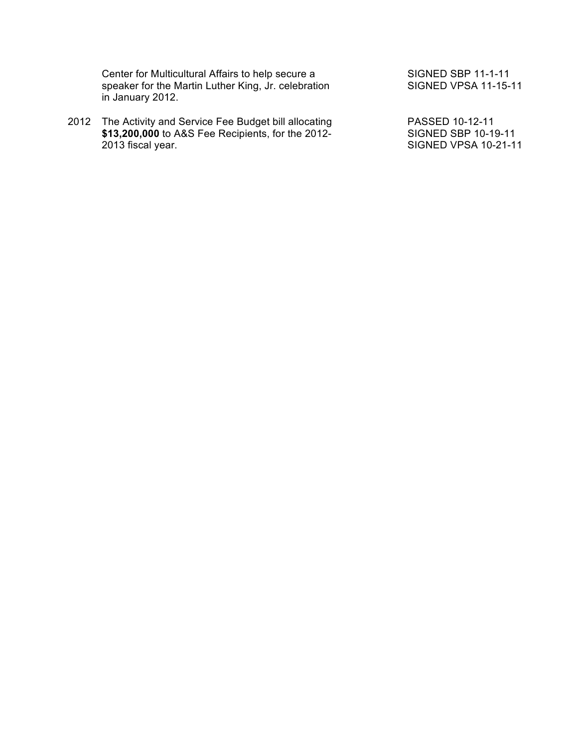| | | |
|---|---|---|
| | Center for Multicultural Affairs to help secure a speaker for the Martin Luther King, Jr. celebration in January 2012. | SIGNED SBP 11-1-11<br>SIGNED VPSA 11-15-11 |
| 2012 | The Activity and Service Fee Budget bill allocating **$13,200,000** to A&S Fee Recipients, for the 2012-2013 fiscal year. | PASSED 10-12-11<br>SIGNED SBP 10-19-11<br>SIGNED VPSA 10-21-11 |